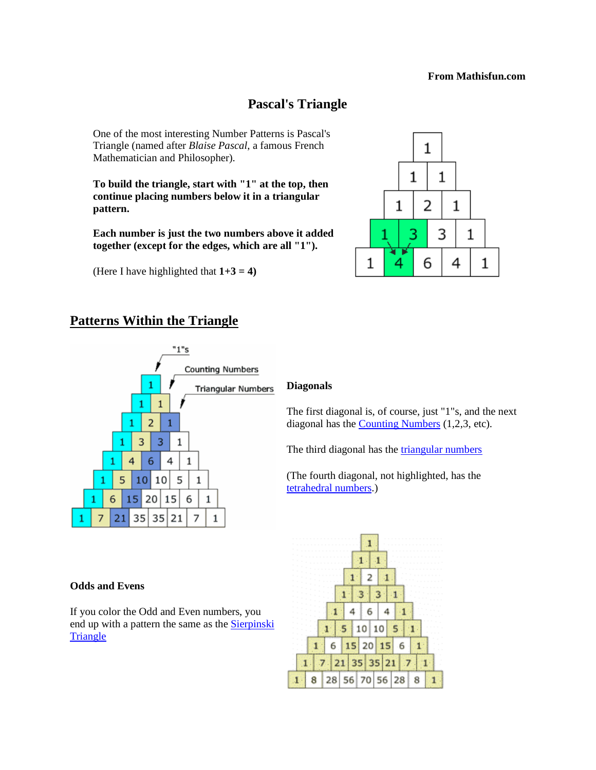From Mathisfun.com

# Pascal's Triangle

One of the most interesting Number Patterns is Pascal's Triangle (named after *Blaise Pascal*, a famous French Mathematician and Philosopher).

**To build the triangle, start with "1" at the top, then continue placing numbers below it in a triangular pattern.**

**Each number is just the two numbers above it added together (except for the edges, which are all "1").**

(Here I have highlighted that **1+3 = 4)**

## Patterns Within the Triangle

### Diagonals

The first diagonal is, of course, just "1"s, and the next diagonal has the Counting Numbers (1,2,3, etc).

The third diagonal has the triangular numbers

(The fourth diagonal, not highlighted, has the tetrahedral numbers.)

### Odds and Evens

If you color the Odd and Even numbers, you end up with a pattern the same as the Sierpinski Triangle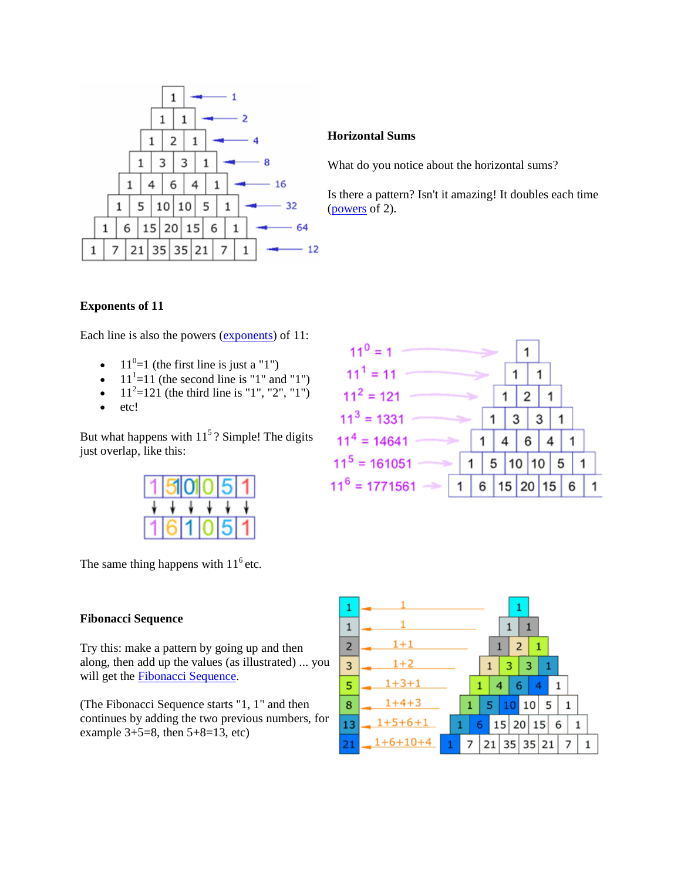## Horizontal Sums

What do you notice about the horizontal sums?

Is there a pattern? Isn't it amazing! It doubles each time (powers of 2).

## Exponents of 11

Each line is also the powers (exponents) of 11:

- $11^0=1$ (the first line is just a "1")
- $11^1=11$ (the second line is "1" and "1")
- $11^2=121$ (the third line is "1", "2", "1")
- etc!

But what happens with $11^5$? Simple! The digits just overlap, like this:

The same thing happens with $11^6$ etc.

## Fibonacci Sequence

Try this: make a pattern by going up and then along, then add up the values (as illustrated) ... you will get the Fibonacci Sequence.

(The Fibonacci Sequence starts "1, 1" and then continues by adding the two previous numbers, for example 3+5=8, then 5+8=13, etc)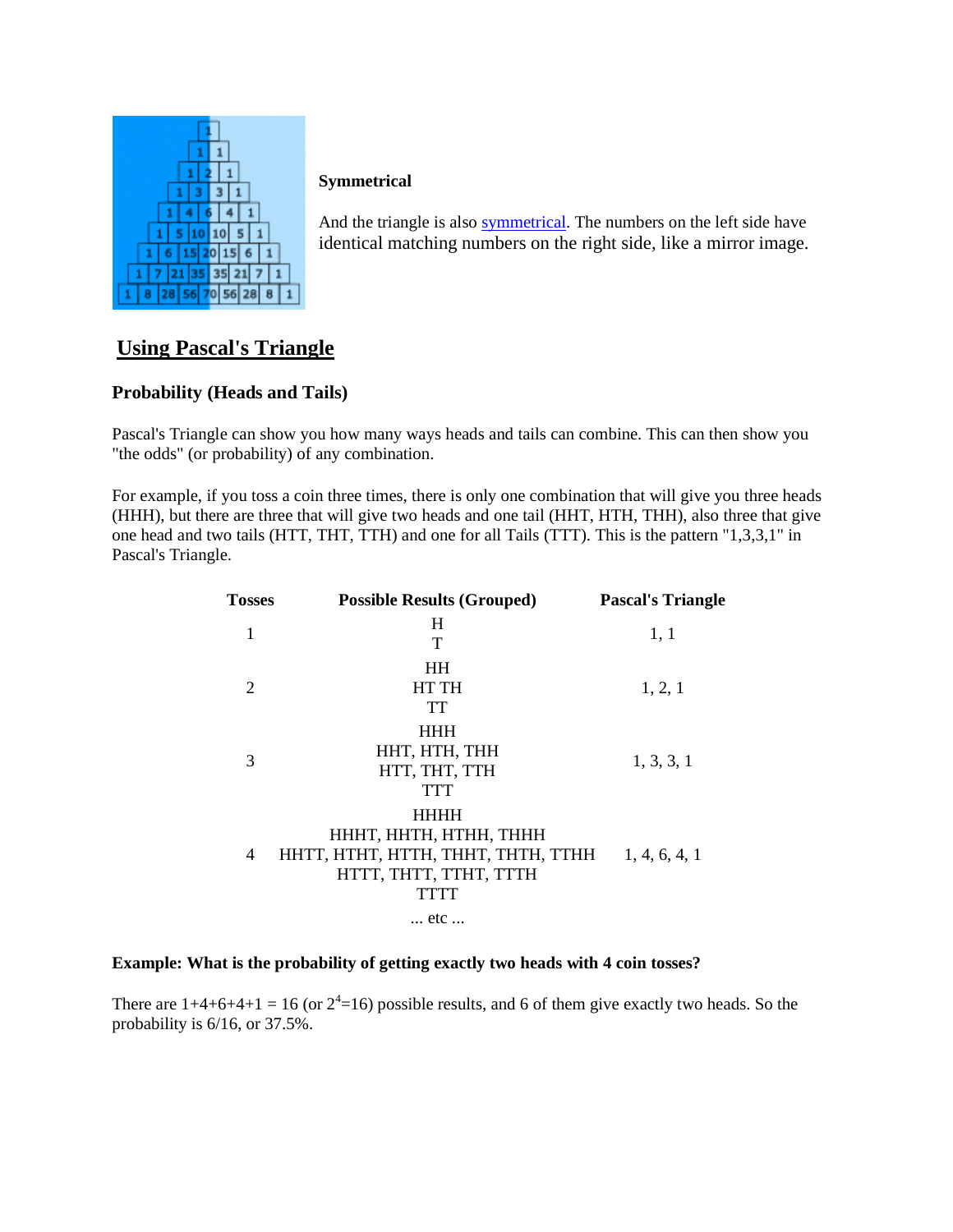**Symmetrical**

And the triangle is also symmetrical. The numbers on the left side have identical matching numbers on the right side, like a mirror image.

## Using Pascal's Triangle

### Probability (Heads and Tails)

Pascal's Triangle can show you how many ways heads and tails can combine. This can then show you "the odds" (or probability) of any combination.

For example, if you toss a coin three times, there is only one combination that will give you three heads (HHH), but there are three that will give two heads and one tail (HHT, HTH, THH), also three that give one head and two tails (HTT, THT, TTH) and one for all Tails (TTT). This is the pattern "1,3,3,1" in Pascal's Triangle.

| Tosses | Possible Results (Grouped) | Pascal's Triangle |
|---|---|---|
| 1 | H<br>T | 1, 1 |
| 2 | HH<br>HT TH<br>TT | 1, 2, 1 |
| 3 | HHH<br>HHT, HTH, THH<br>HTT, THT, TTH<br>TTT | 1, 3, 3, 1 |
| 4 | HHHH<br>HHHT, HHTH, HTHH, THHH<br>HHTT, HTHT, HTTH, THHT, THTH, TTHH<br>HTTT, THTT, TTHT, TTTH<br>TTTT | 1, 4, 6, 4, 1 |
| | ... etc ... | |

**Example: What is the probability of getting exactly two heads with 4 coin tosses?**

There are 1+4+6+4+1 = 16 (or $2^4$=16) possible results, and 6 of them give exactly two heads. So the probability is 6/16, or 37.5%.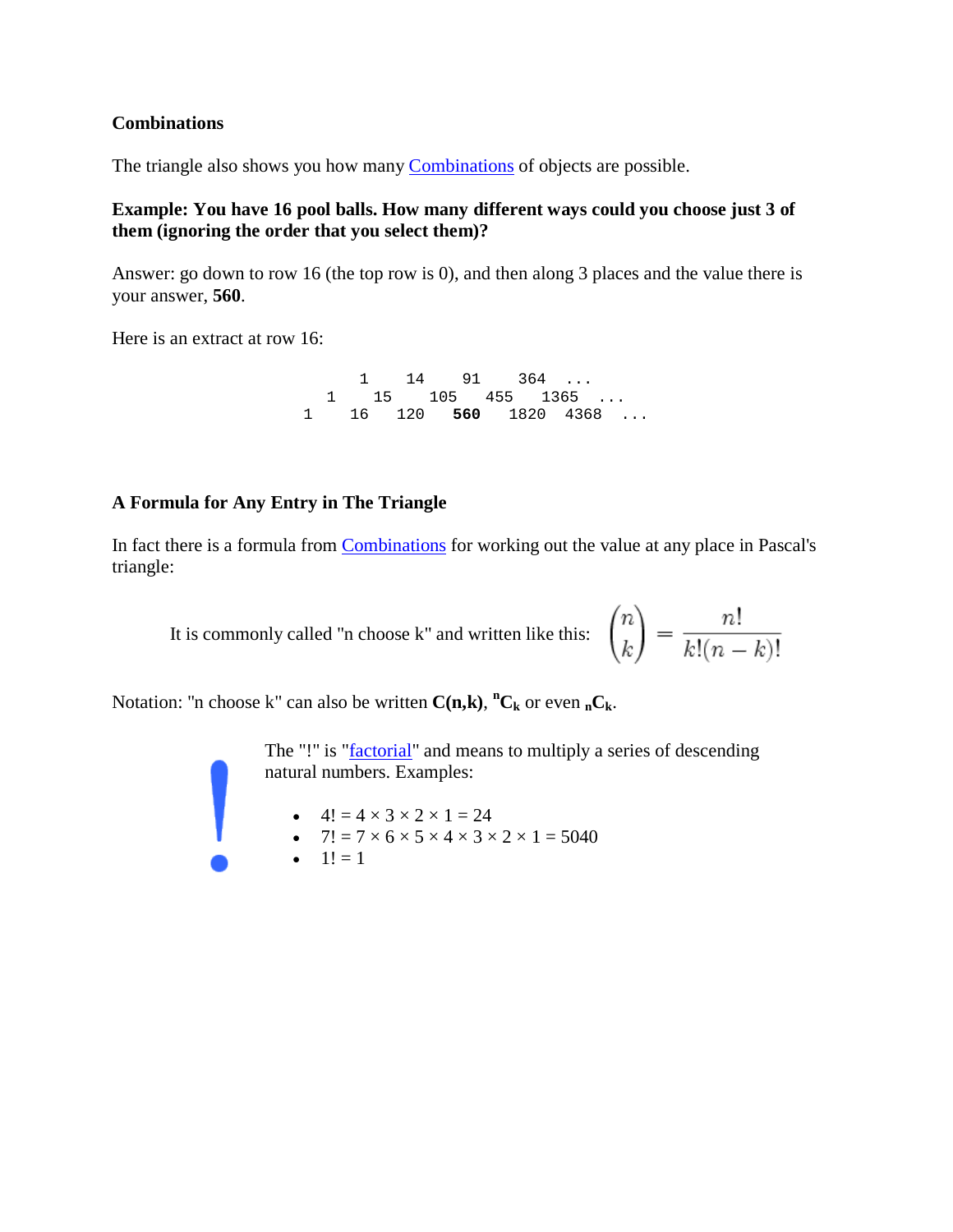**Combinations**

The triangle also shows you how many Combinations of objects are possible.

**Example: You have 16 pool balls. How many different ways could you choose just 3 of them (ignoring the order that you select them)?**

Answer: go down to row 16 (the top row is 0), and then along 3 places and the value there is your answer, **560**.

Here is an extract at row 16:

```
      1    14    91    364  ...
   1    15    105   455   1365  ...
1    16   120   560   1820  4368  ...
```

**A Formula for Any Entry in The Triangle**

In fact there is a formula from Combinations for working out the value at any place in Pascal's triangle:

It is commonly called "n choose k" and written like this: $$\binom{n}{k} = \frac{n!}{k!(n-k)!}$$

Notation: "n choose k" can also be written **C(n,k)**, $^{n}C_{k}$ or even $_{n}C_{k}$.

The "!" is "factorial" and means to multiply a series of descending natural numbers. Examples:

- 4! = 4 × 3 × 2 × 1 = 24
- 7! = 7 × 6 × 5 × 4 × 3 × 2 × 1 = 5040
- 1! = 1